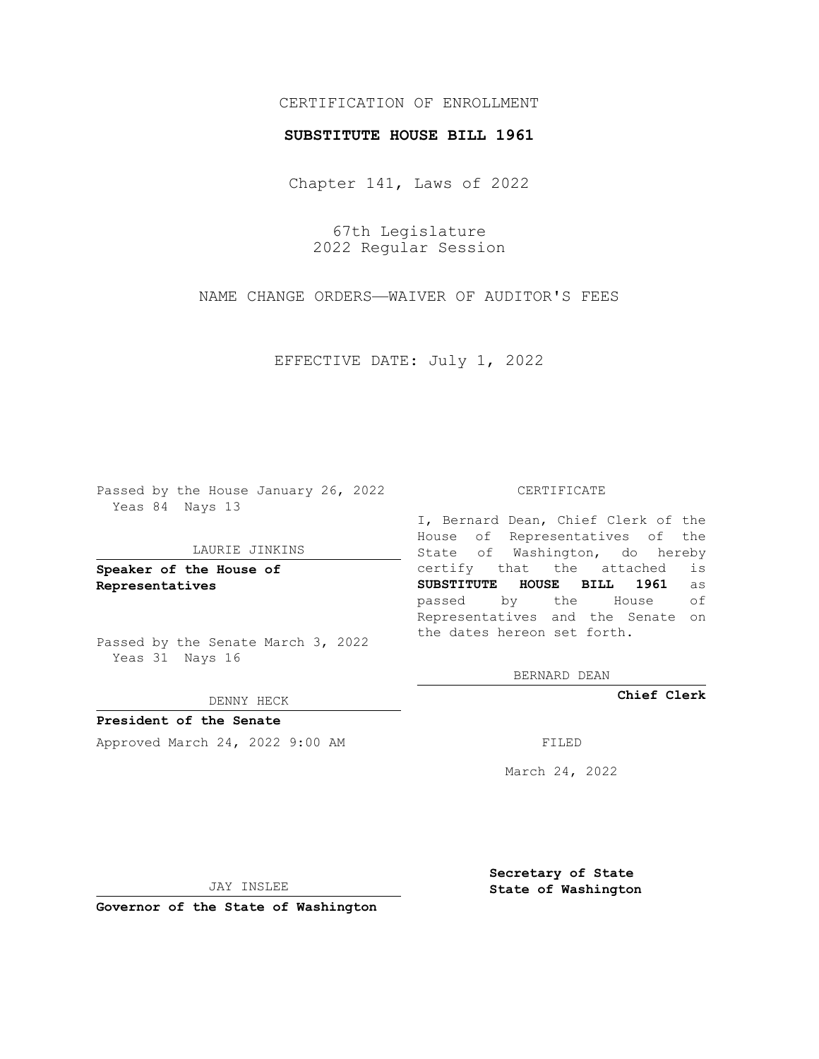CERTIFICATION OF ENROLLMENT

**SUBSTITUTE HOUSE BILL 1961**

Chapter 141, Laws of 2022

67th Legislature
2022 Regular Session

NAME CHANGE ORDERS—WAIVER OF AUDITOR'S FEES

EFFECTIVE DATE: July 1, 2022

Passed by the House January 26, 2022
Yeas 84 Nays 13

LAURIE JINKINS

**Speaker of the House of Representatives**

Passed by the Senate March 3, 2022
Yeas 31 Nays 16

DENNY HECK

**President of the Senate**

Approved March 24, 2022 9:00 AM

JAY INSLEE

**Governor of the State of Washington**

CERTIFICATE

I, Bernard Dean, Chief Clerk of the House of Representatives of the State of Washington, do hereby certify that the attached is **SUBSTITUTE HOUSE BILL 1961** as passed by the House of Representatives and the Senate on the dates hereon set forth.

BERNARD DEAN

**Chief Clerk**

FILED

March 24, 2022

**Secretary of State**
**State of Washington**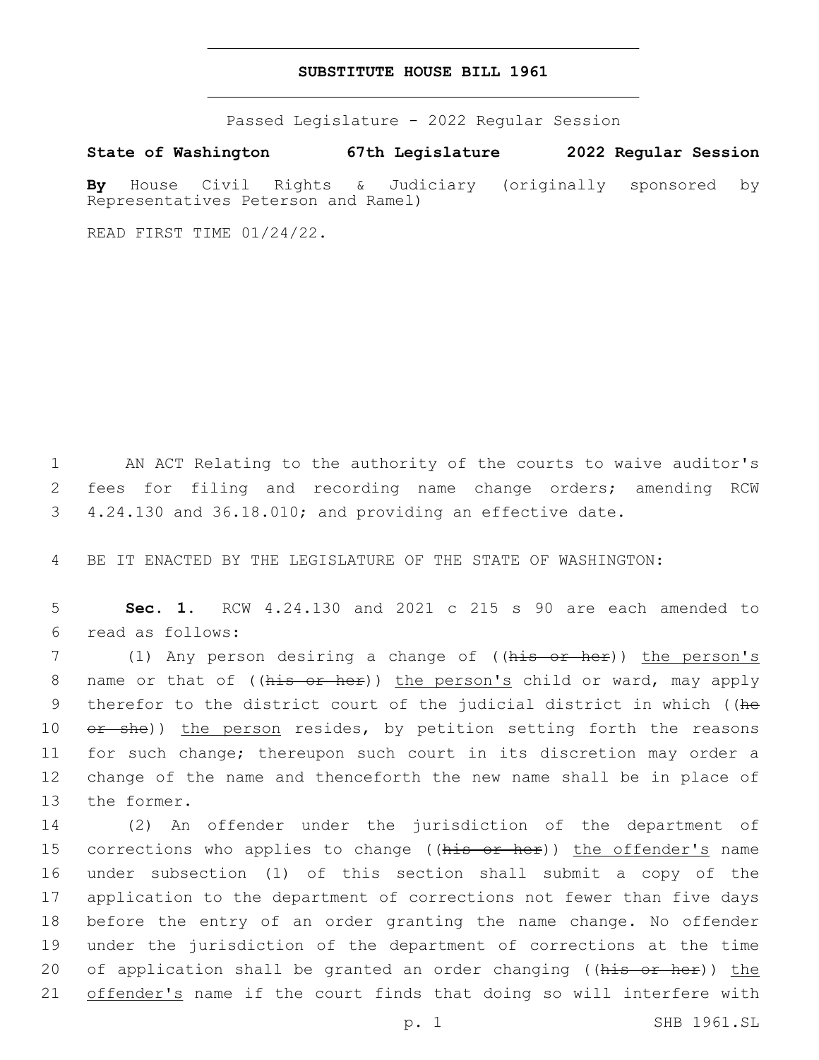# SUBSTITUTE HOUSE BILL 1961

Passed Legislature - 2022 Regular Session

**State of Washington 67th Legislature 2022 Regular Session**

**By** House Civil Rights & Judiciary (originally sponsored by Representatives Peterson and Ramel)

READ FIRST TIME 01/24/22.

AN ACT Relating to the authority of the courts to waive auditor's fees for filing and recording name change orders; amending RCW 4.24.130 and 36.18.010; and providing an effective date.

BE IT ENACTED BY THE LEGISLATURE OF THE STATE OF WASHINGTON:

**Sec. 1.** RCW 4.24.130 and 2021 c 215 s 90 are each amended to read as follows:

(1) Any person desiring a change of ((~~his or her~~)) <u>the person's</u> name or that of ((~~his or her~~)) <u>the person's</u> child or ward, may apply therefor to the district court of the judicial district in which ((~~he or she~~)) <u>the person</u> resides, by petition setting forth the reasons for such change; thereupon such court in its discretion may order a change of the name and thenceforth the new name shall be in place of the former.

(2) An offender under the jurisdiction of the department of corrections who applies to change ((~~his or her~~)) <u>the offender's</u> name under subsection (1) of this section shall submit a copy of the application to the department of corrections not fewer than five days before the entry of an order granting the name change. No offender under the jurisdiction of the department of corrections at the time of application shall be granted an order changing ((~~his or her~~)) <u>the offender's</u> name if the court finds that doing so will interfere with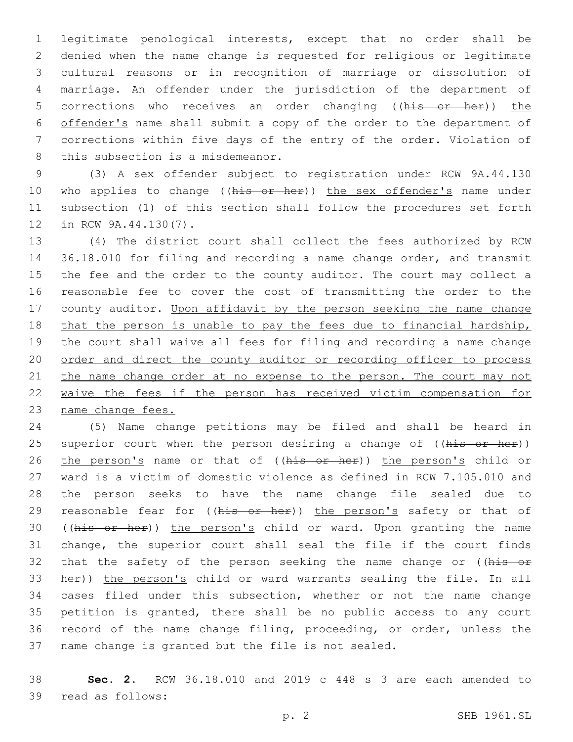legitimate penological interests, except that no order shall be denied when the name change is requested for religious or legitimate cultural reasons or in recognition of marriage or dissolution of marriage. An offender under the jurisdiction of the department of corrections who receives an order changing ((~~his or her~~)) <u>the offender's</u> name shall submit a copy of the order to the department of corrections within five days of the entry of the order. Violation of this subsection is a misdemeanor.

(3) A sex offender subject to registration under RCW 9A.44.130 who applies to change ((~~his or her~~)) <u>the sex offender's</u> name under subsection (1) of this section shall follow the procedures set forth in RCW 9A.44.130(7).

(4) The district court shall collect the fees authorized by RCW 36.18.010 for filing and recording a name change order, and transmit the fee and the order to the county auditor. The court may collect a reasonable fee to cover the cost of transmitting the order to the county auditor. <u>Upon affidavit by the person seeking the name change that the person is unable to pay the fees due to financial hardship, the court shall waive all fees for filing and recording a name change order and direct the county auditor or recording officer to process the name change order at no expense to the person. The court may not waive the fees if the person has received victim compensation for name change fees.</u>

(5) Name change petitions may be filed and shall be heard in superior court when the person desiring a change of ((~~his or her~~)) <u>the person's</u> name or that of ((~~his or her~~)) <u>the person's</u> child or ward is a victim of domestic violence as defined in RCW 7.105.010 and the person seeks to have the name change file sealed due to reasonable fear for ((~~his or her~~)) <u>the person's</u> safety or that of ((~~his or her~~)) <u>the person's</u> child or ward. Upon granting the name change, the superior court shall seal the file if the court finds that the safety of the person seeking the name change or ((~~his or her~~)) <u>the person's</u> child or ward warrants sealing the file. In all cases filed under this subsection, whether or not the name change petition is granted, there shall be no public access to any court record of the name change filing, proceeding, or order, unless the name change is granted but the file is not sealed.

**Sec. 2.** RCW 36.18.010 and 2019 c 448 s 3 are each amended to read as follows: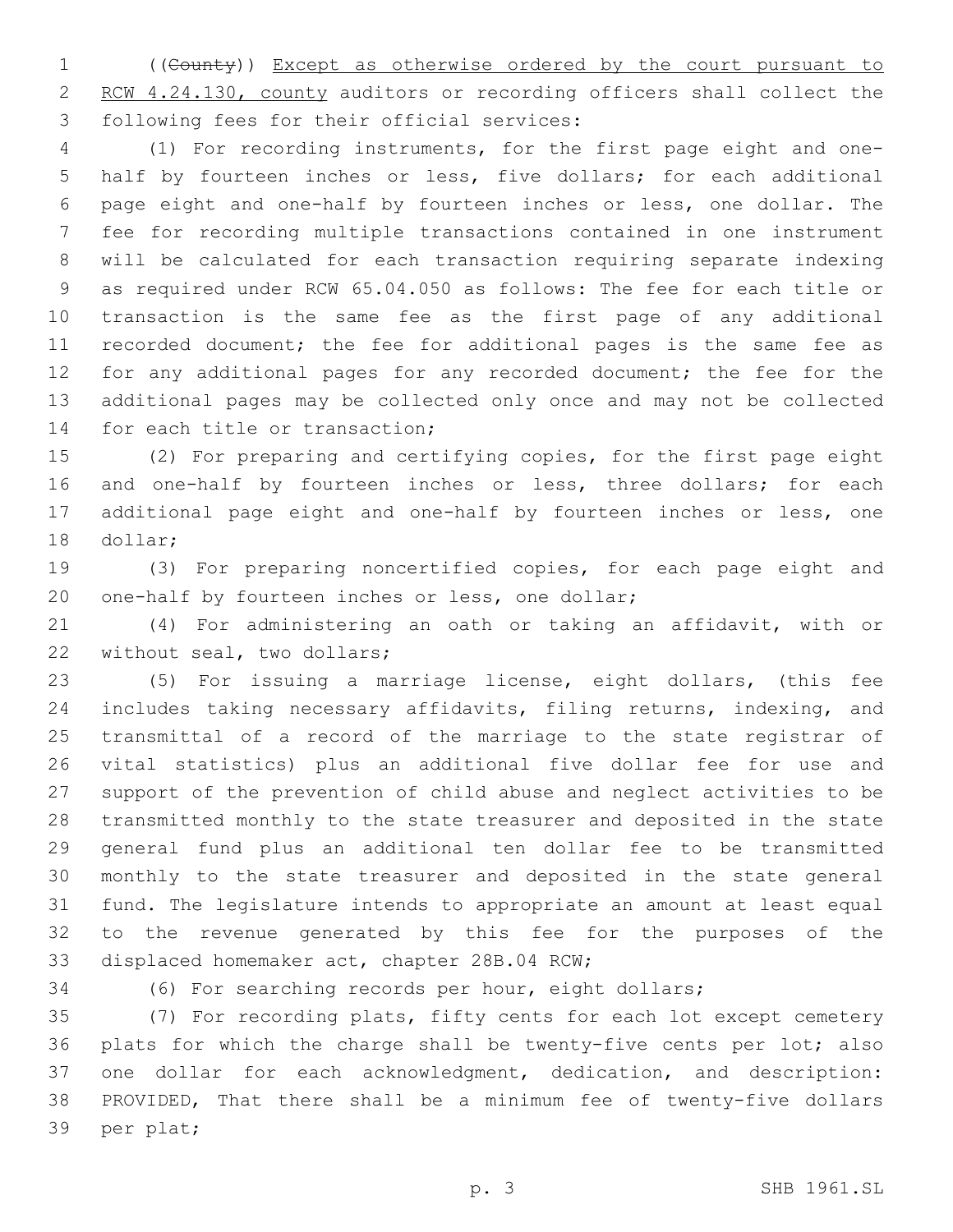((~~County~~)) Except as otherwise ordered by the court pursuant to RCW 4.24.130, county auditors or recording officers shall collect the following fees for their official services:

(1) For recording instruments, for the first page eight and one-half by fourteen inches or less, five dollars; for each additional page eight and one-half by fourteen inches or less, one dollar. The fee for recording multiple transactions contained in one instrument will be calculated for each transaction requiring separate indexing as required under RCW 65.04.050 as follows: The fee for each title or transaction is the same fee as the first page of any additional recorded document; the fee for additional pages is the same fee as for any additional pages for any recorded document; the fee for the additional pages may be collected only once and may not be collected for each title or transaction;

(2) For preparing and certifying copies, for the first page eight and one-half by fourteen inches or less, three dollars; for each additional page eight and one-half by fourteen inches or less, one dollar;

(3) For preparing noncertified copies, for each page eight and one-half by fourteen inches or less, one dollar;

(4) For administering an oath or taking an affidavit, with or without seal, two dollars;

(5) For issuing a marriage license, eight dollars, (this fee includes taking necessary affidavits, filing returns, indexing, and transmittal of a record of the marriage to the state registrar of vital statistics) plus an additional five dollar fee for use and support of the prevention of child abuse and neglect activities to be transmitted monthly to the state treasurer and deposited in the state general fund plus an additional ten dollar fee to be transmitted monthly to the state treasurer and deposited in the state general fund. The legislature intends to appropriate an amount at least equal to the revenue generated by this fee for the purposes of the displaced homemaker act, chapter 28B.04 RCW;

(6) For searching records per hour, eight dollars;

(7) For recording plats, fifty cents for each lot except cemetery plats for which the charge shall be twenty-five cents per lot; also one dollar for each acknowledgment, dedication, and description: PROVIDED, That there shall be a minimum fee of twenty-five dollars per plat;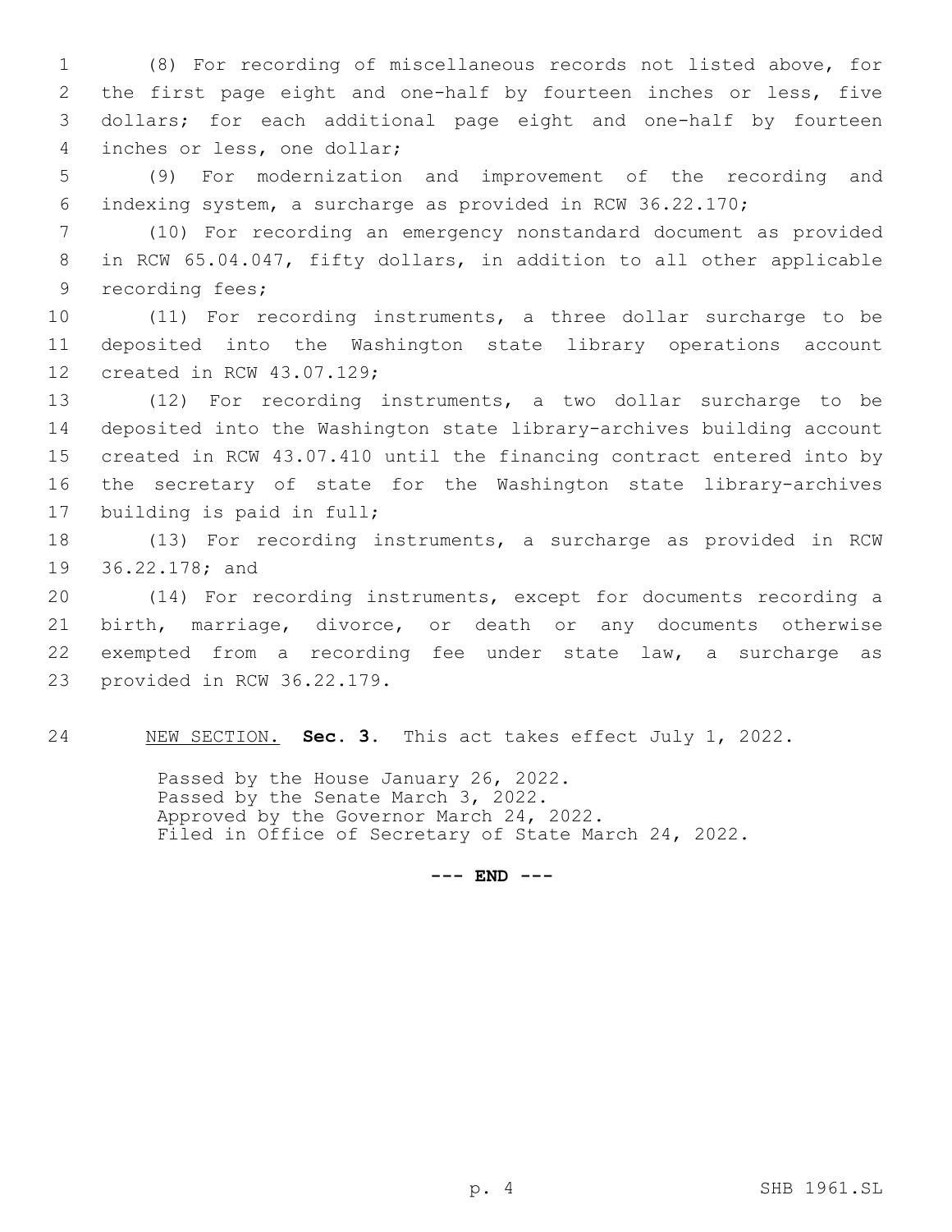(8) For recording of miscellaneous records not listed above, for the first page eight and one-half by fourteen inches or less, five dollars; for each additional page eight and one-half by fourteen inches or less, one dollar;

(9) For modernization and improvement of the recording and indexing system, a surcharge as provided in RCW 36.22.170;

(10) For recording an emergency nonstandard document as provided in RCW 65.04.047, fifty dollars, in addition to all other applicable recording fees;

(11) For recording instruments, a three dollar surcharge to be deposited into the Washington state library operations account created in RCW 43.07.129;

(12) For recording instruments, a two dollar surcharge to be deposited into the Washington state library-archives building account created in RCW 43.07.410 until the financing contract entered into by the secretary of state for the Washington state library-archives building is paid in full;

(13) For recording instruments, a surcharge as provided in RCW 36.22.178; and

(14) For recording instruments, except for documents recording a birth, marriage, divorce, or death or any documents otherwise exempted from a recording fee under state law, a surcharge as provided in RCW 36.22.179.

NEW SECTION. **Sec. 3.** This act takes effect July 1, 2022.

Passed by the House January 26, 2022.
Passed by the Senate March 3, 2022.
Approved by the Governor March 24, 2022.
Filed in Office of Secretary of State March 24, 2022.

**--- END ---**